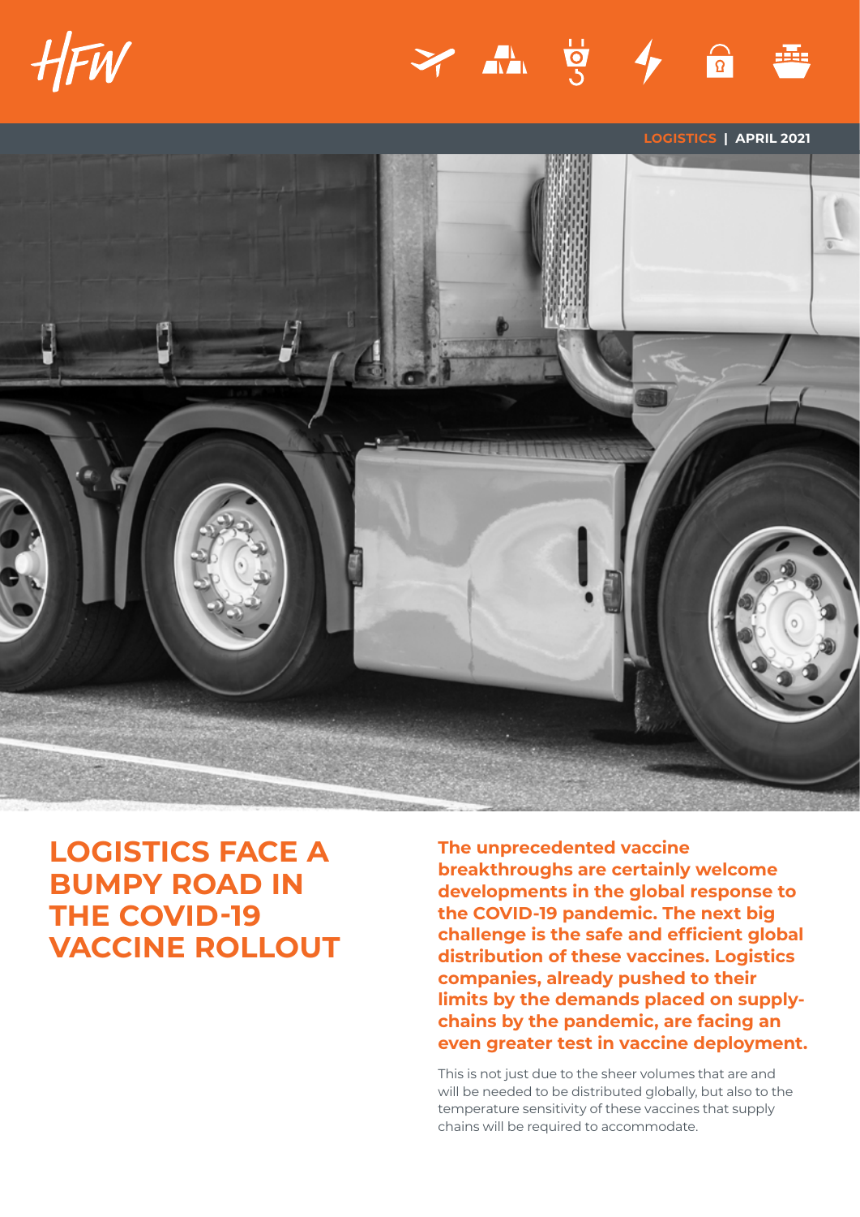HFW

LOGISTICS | APRIL 2021

# LOGISTICS FACE A BUMPY ROAD IN THE COVID-19 VACCINE ROLLOUT

**The unprecedented vaccine breakthroughs are certainly welcome developments in the global response to the COVID-19 pandemic. The next big challenge is the safe and efficient global distribution of these vaccines. Logistics companies, already pushed to their limits by the demands placed on supply-chains by the pandemic, are facing an even greater test in vaccine deployment.**

This is not just due to the sheer volumes that are and will be needed to be distributed globally, but also to the temperature sensitivity of these vaccines that supply chains will be required to accommodate.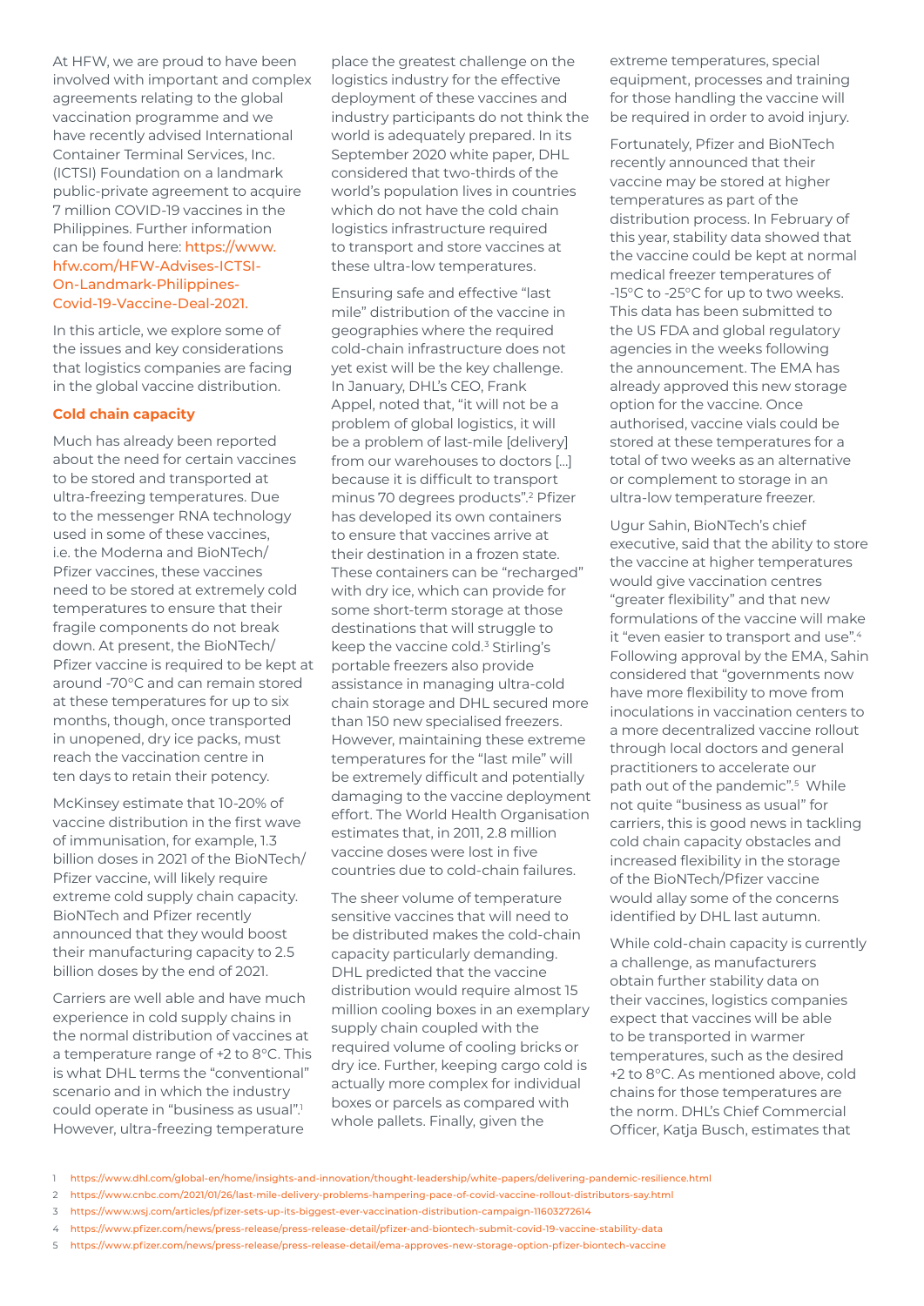At HFW, we are proud to have been involved with important and complex agreements relating to the global vaccination programme and we have recently advised International Container Terminal Services, Inc. (ICTSI) Foundation on a landmark public-private agreement to acquire 7 million COVID-19 vaccines in the Philippines. Further information can be found here: https://www.hfw.com/HFW-Advises-ICTSI-On-Landmark-Philippines-Covid-19-Vaccine-Deal-2021.

In this article, we explore some of the issues and key considerations that logistics companies are facing in the global vaccine distribution.

**Cold chain capacity**

Much has already been reported about the need for certain vaccines to be stored and transported at ultra-freezing temperatures. Due to the messenger RNA technology used in some of these vaccines, i.e. the Moderna and BioNTech/Pfizer vaccines, these vaccines need to be stored at extremely cold temperatures to ensure that their fragile components do not break down. At present, the BioNTech/Pfizer vaccine is required to be kept at around -70°C and can remain stored at these temperatures for up to six months, though, once transported in unopened, dry ice packs, must reach the vaccination centre in ten days to retain their potency.

McKinsey estimate that 10-20% of vaccine distribution in the first wave of immunisation, for example, 1.3 billion doses in 2021 of the BioNTech/Pfizer vaccine, will likely require extreme cold supply chain capacity. BioNTech and Pfizer recently announced that they would boost their manufacturing capacity to 2.5 billion doses by the end of 2021.

Carriers are well able and have much experience in cold supply chains in the normal distribution of vaccines at a temperature range of +2 to 8°C. This is what DHL terms the "conventional" scenario and in which the industry could operate in "business as usual".[1] However, ultra-freezing temperature place the greatest challenge on the logistics industry for the effective deployment of these vaccines and industry participants do not think the world is adequately prepared. In its September 2020 white paper, DHL considered that two-thirds of the world's population lives in countries which do not have the cold chain logistics infrastructure required to transport and store vaccines at these ultra-low temperatures.

Ensuring safe and effective "last mile" distribution of the vaccine in geographies where the required cold-chain infrastructure does not yet exist will be the key challenge. In January, DHL's CEO, Frank Appel, noted that, "it will not be a problem of global logistics, it will be a problem of last-mile [delivery] from our warehouses to doctors [...] because it is difficult to transport minus 70 degrees products".[2] Pfizer has developed its own containers to ensure that vaccines arrive at their destination in a frozen state. These containers can be "recharged" with dry ice, which can provide for some short-term storage at those destinations that will struggle to keep the vaccine cold.[3] Stirling's portable freezers also provide assistance in managing ultra-cold chain storage and DHL secured more than 150 new specialised freezers. However, maintaining these extreme temperatures for the "last mile" will be extremely difficult and potentially damaging to the vaccine deployment effort. The World Health Organisation estimates that, in 2011, 2.8 million vaccine doses were lost in five countries due to cold-chain failures.

The sheer volume of temperature sensitive vaccines that will need to be distributed makes the cold-chain capacity particularly demanding. DHL predicted that the vaccine distribution would require almost 15 million cooling boxes in an exemplary supply chain coupled with the required volume of cooling bricks or dry ice. Further, keeping cargo cold is actually more complex for individual boxes or parcels as compared with whole pallets. Finally, given the extreme temperatures, special equipment, processes and training for those handling the vaccine will be required in order to avoid injury.

Fortunately, Pfizer and BioNTech recently announced that their vaccine may be stored at higher temperatures as part of the distribution process. In February of this year, stability data showed that the vaccine could be kept at normal medical freezer temperatures of -15°C to -25°C for up to two weeks. This data has been submitted to the US FDA and global regulatory agencies in the weeks following the announcement. The EMA has already approved this new storage option for the vaccine. Once authorised, vaccine vials could be stored at these temperatures for a total of two weeks as an alternative or complement to storage in an ultra-low temperature freezer.

Ugur Sahin, BioNTech's chief executive, said that the ability to store the vaccine at higher temperatures would give vaccination centres "greater flexibility" and that new formulations of the vaccine will make it "even easier to transport and use".[4] Following approval by the EMA, Sahin considered that "governments now have more flexibility to move from inoculations in vaccination centers to a more decentralized vaccine rollout through local doctors and general practitioners to accelerate our path out of the pandemic".[5] While not quite "business as usual" for carriers, this is good news in tackling cold chain capacity obstacles and increased flexibility in the storage of the BioNTech/Pfizer vaccine would allay some of the concerns identified by DHL last autumn.

While cold-chain capacity is currently a challenge, as manufacturers obtain further stability data on their vaccines, logistics companies expect that vaccines will be able to be transported in warmer temperatures, such as the desired +2 to 8°C. As mentioned above, cold chains for those temperatures are the norm. DHL's Chief Commercial Officer, Katja Busch, estimates that

1 https://www.dhl.com/global-en/home/insights-and-innovation/thought-leadership/white-papers/delivering-pandemic-resilience.html

2 https://www.cnbc.com/2021/01/26/last-mile-delivery-problems-hampering-pace-of-covid-vaccine-rollout-distributors-say.html

3 https://www.wsj.com/articles/pfizer-sets-up-its-biggest-ever-vaccination-distribution-campaign-11603272614

4 https://www.pfizer.com/news/press-release/press-release-detail/pfizer-and-biontech-submit-covid-19-vaccine-stability-data

5 https://www.pfizer.com/news/press-release/press-release-detail/ema-approves-new-storage-option-pfizer-biontech-vaccine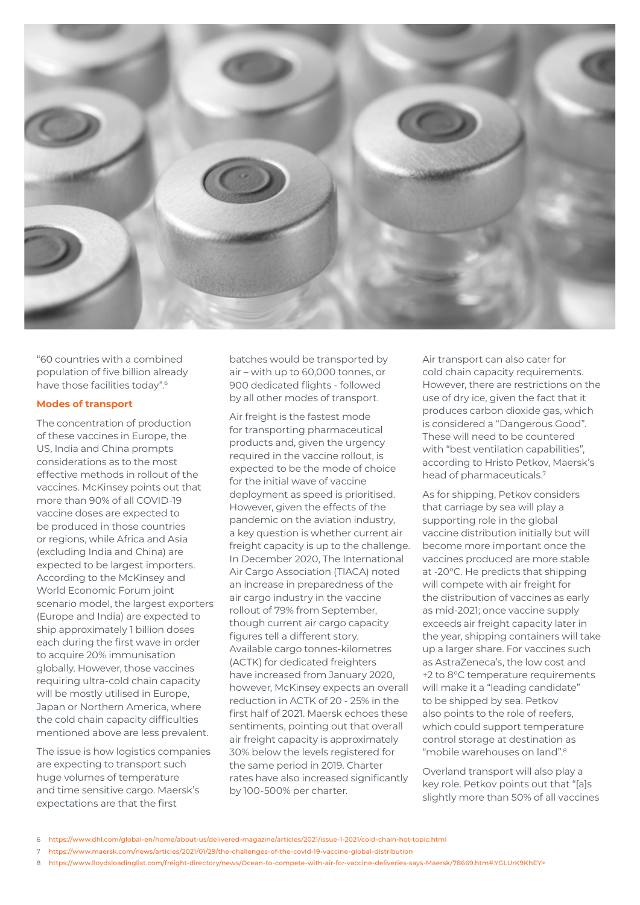"60 countries with a combined population of five billion already have those facilities today".[6]

## Modes of transport

The concentration of production of these vaccines in Europe, the US, India and China prompts considerations as to the most effective methods in rollout of the vaccines. McKinsey points out that more than 90% of all COVID-19 vaccine doses are expected to be produced in those countries or regions, while Africa and Asia (excluding India and China) are expected to be largest importers. According to the McKinsey and World Economic Forum joint scenario model, the largest exporters (Europe and India) are expected to ship approximately 1 billion doses each during the first wave in order to acquire 20% immunisation globally. However, those vaccines requiring ultra-cold chain capacity will be mostly utilised in Europe, Japan or Northern America, where the cold chain capacity difficulties mentioned above are less prevalent.

The issue is how logistics companies are expecting to transport such huge volumes of temperature and time sensitive cargo. Maersk's expectations are that the first batches would be transported by air – with up to 60,000 tonnes, or 900 dedicated flights - followed by all other modes of transport.

Air freight is the fastest mode for transporting pharmaceutical products and, given the urgency required in the vaccine rollout, is expected to be the mode of choice for the initial wave of vaccine deployment as speed is prioritised. However, given the effects of the pandemic on the aviation industry, a key question is whether current air freight capacity is up to the challenge. In December 2020, The International Air Cargo Association (TIACA) noted an increase in preparedness of the air cargo industry in the vaccine rollout of 79% from September, though current air cargo capacity figures tell a different story. Available cargo tonnes-kilometres (ACTK) for dedicated freighters have increased from January 2020, however, McKinsey expects an overall reduction in ACTK of 20 - 25% in the first half of 2021. Maersk echoes these sentiments, pointing out that overall air freight capacity is approximately 30% below the levels registered for the same period in 2019. Charter rates have also increased significantly by 100-500% per charter.

Air transport can also cater for cold chain capacity requirements. However, there are restrictions on the use of dry ice, given the fact that it produces carbon dioxide gas, which is considered a "Dangerous Good". These will need to be countered with "best ventilation capabilities", according to Hristo Petkov, Maersk's head of pharmaceuticals.[7]

As for shipping, Petkov considers that carriage by sea will play a supporting role in the global vaccine distribution initially but will become more important once the vaccines produced are more stable at -20°C. He predicts that shipping will compete with air freight for the distribution of vaccines as early as mid-2021; once vaccine supply exceeds air freight capacity later in the year, shipping containers will take up a larger share. For vaccines such as AstraZeneca's, the low cost and +2 to 8°C temperature requirements will make it a "leading candidate" to be shipped by sea. Petkov also points to the role of reefers, which could support temperature control storage at destination as "mobile warehouses on land".[8]

Overland transport will also play a key role. Petkov points out that "[a]s slightly more than 50% of all vaccines

6 https://www.dhl.com/global-en/home/about-us/delivered-magazine/articles/2021/issue-1-2021/cold-chain-hot-topic.html

7 https://www.maersk.com/news/articles/2021/01/29/the-challenges-of-the-covid-19-vaccine-global-distribution

8 https://www.lloydsloadinglist.com/freight-directory/news/Ocean-to-compete-with-air-for-vaccine-deliveries-says-Maersk/78669.htm#.YGLUrK9KhEY>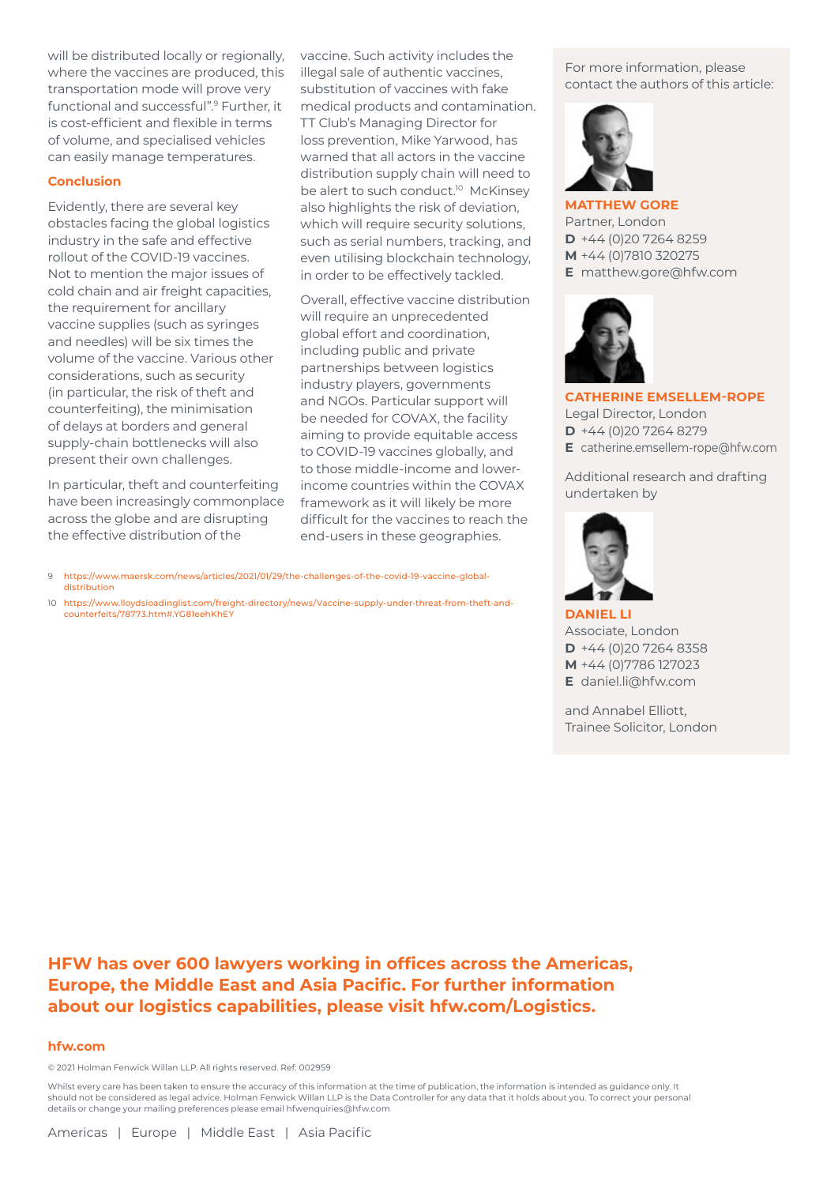will be distributed locally or regionally, where the vaccines are produced, this transportation mode will prove very functional and successful".[9] Further, it is cost-efficient and flexible in terms of volume, and specialised vehicles can easily manage temperatures.

### Conclusion

Evidently, there are several key obstacles facing the global logistics industry in the safe and effective rollout of the COVID-19 vaccines. Not to mention the major issues of cold chain and air freight capacities, the requirement for ancillary vaccine supplies (such as syringes and needles) will be six times the volume of the vaccine. Various other considerations, such as security (in particular, the risk of theft and counterfeiting), the minimisation of delays at borders and general supply-chain bottlenecks will also present their own challenges.

In particular, theft and counterfeiting have been increasingly commonplace across the globe and are disrupting the effective distribution of the vaccine. Such activity includes the illegal sale of authentic vaccines, substitution of vaccines with fake medical products and contamination. TT Club's Managing Director for loss prevention, Mike Yarwood, has warned that all actors in the vaccine distribution supply chain will need to be alert to such conduct.[10] McKinsey also highlights the risk of deviation, which will require security solutions, such as serial numbers, tracking, and even utilising blockchain technology, in order to be effectively tackled.

Overall, effective vaccine distribution will require an unprecedented global effort and coordination, including public and private partnerships between logistics industry players, governments and NGOs. Particular support will be needed for COVAX, the facility aiming to provide equitable access to COVID-19 vaccines globally, and to those middle-income and lower-income countries within the COVAX framework as it will likely be more difficult for the vaccines to reach the end-users in these geographies.

9 https://www.maersk.com/news/articles/2021/01/29/the-challenges-of-the-covid-19-vaccine-global-distribution

10 https://www.lloydsloadinglist.com/freight-directory/news/Vaccine-supply-under-threat-from-theft-and-counterfeits/78773.htm#.YG8IeehKhEY

For more information, please contact the authors of this article:

**MATTHEW GORE**
Partner, London
**D** +44 (0)20 7264 8259
**M** +44 (0)7810 320275
**E** matthew.gore@hfw.com

**CATHERINE EMSELLEM-ROPE**
Legal Director, London
**D** +44 (0)20 7264 8279
**E** catherine.emsellem-rope@hfw.com

Additional research and drafting undertaken by

**DANIEL LI**
Associate, London
**D** +44 (0)20 7264 8358
**M** +44 (0)7786 127023
**E** daniel.li@hfw.com

and Annabel Elliott,
Trainee Solicitor, London

**HFW has over 600 lawyers working in offices across the Americas, Europe, the Middle East and Asia Pacific. For further information about our logistics capabilities, please visit hfw.com/Logistics.**

**hfw.com**

© 2021 Holman Fenwick Willan LLP. All rights reserved. Ref: 002959

Whilst every care has been taken to ensure the accuracy of this information at the time of publication, the information is intended as guidance only. It should not be considered as legal advice. Holman Fenwick Willan LLP is the Data Controller for any data that it holds about you. To correct your personal details or change your mailing preferences please email hfwenquiries@hfw.com

Americas | Europe | Middle East | Asia Pacific